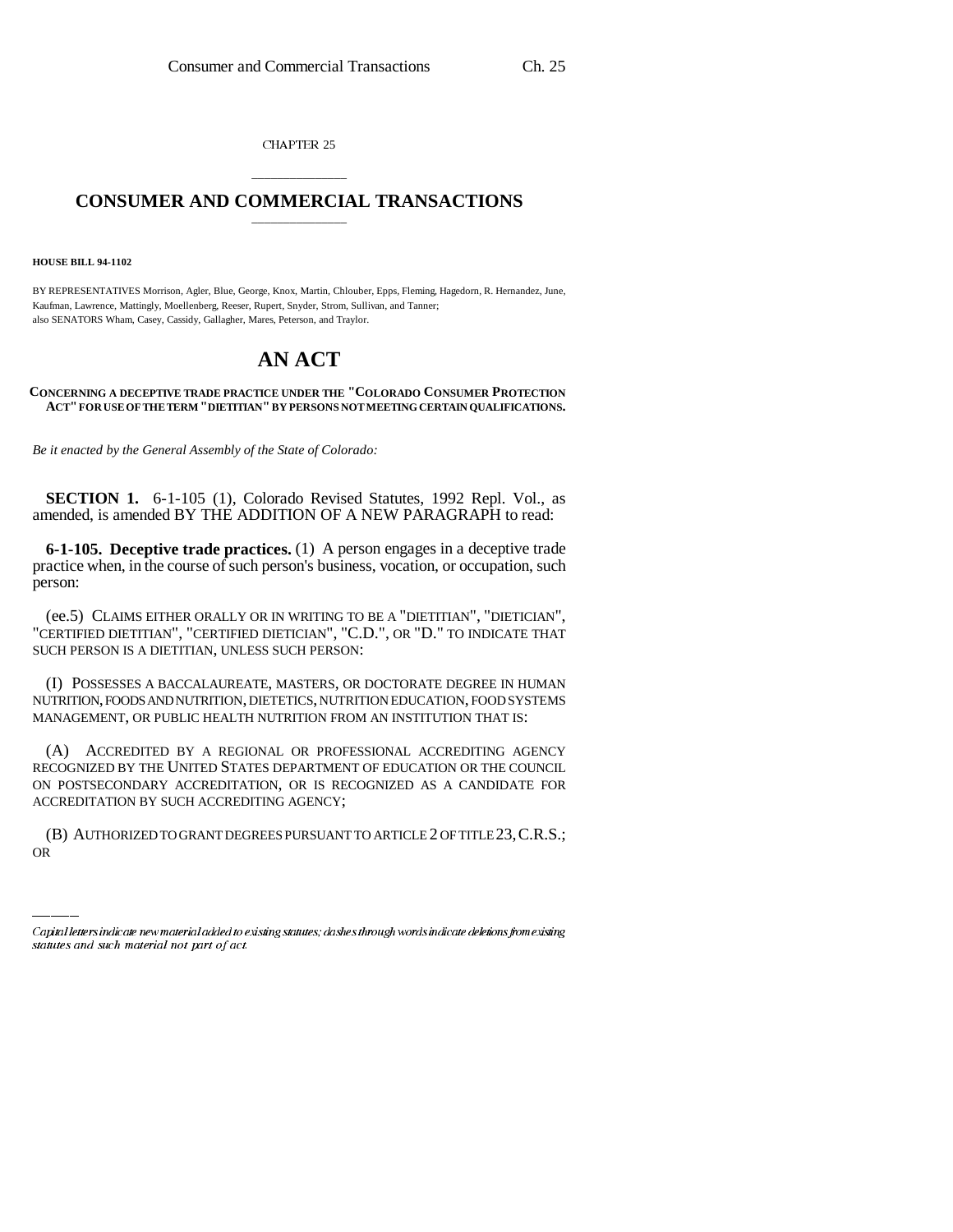CHAPTER 25

# CONSUMER AND COMMERCIAL TRANSACTIONS

**HOUSE BILL 94-1102**

BY REPRESENTATIVES Morrison, Agler, Blue, George, Knox, Martin, Chlouber, Epps, Fleming, Hagedorn, R. Hernandez, June, Kaufman, Lawrence, Mattingly, Moellenberg, Reeser, Rupert, Snyder, Strom, Sullivan, and Tanner;
also SENATORS Wham, Casey, Cassidy, Gallagher, Mares, Peterson, and Traylor.

# AN ACT

**CONCERNING A DECEPTIVE TRADE PRACTICE UNDER THE "COLORADO CONSUMER PROTECTION ACT" FOR USE OF THE TERM "DIETITIAN" BY PERSONS NOT MEETING CERTAIN QUALIFICATIONS.**

*Be it enacted by the General Assembly of the State of Colorado:*

**SECTION 1.** 6-1-105 (1), Colorado Revised Statutes, 1992 Repl. Vol., as amended, is amended BY THE ADDITION OF A NEW PARAGRAPH to read:

**6-1-105. Deceptive trade practices.** (1) A person engages in a deceptive trade practice when, in the course of such person's business, vocation, or occupation, such person:

(ee.5) CLAIMS EITHER ORALLY OR IN WRITING TO BE A "DIETITIAN", "DIETICIAN", "CERTIFIED DIETITIAN", "CERTIFIED DIETICIAN", "C.D.", OR "D." TO INDICATE THAT SUCH PERSON IS A DIETITIAN, UNLESS SUCH PERSON:

(I) POSSESSES A BACCALAUREATE, MASTERS, OR DOCTORATE DEGREE IN HUMAN NUTRITION, FOODS AND NUTRITION, DIETETICS, NUTRITION EDUCATION, FOOD SYSTEMS MANAGEMENT, OR PUBLIC HEALTH NUTRITION FROM AN INSTITUTION THAT IS:

(A) ACCREDITED BY A REGIONAL OR PROFESSIONAL ACCREDITING AGENCY RECOGNIZED BY THE UNITED STATES DEPARTMENT OF EDUCATION OR THE COUNCIL ON POSTSECONDARY ACCREDITATION, OR IS RECOGNIZED AS A CANDIDATE FOR ACCREDITATION BY SUCH ACCREDITING AGENCY;

(B) AUTHORIZED TO GRANT DEGREES PURSUANT TO ARTICLE 2 OF TITLE 23, C.R.S.; OR

*Capital letters indicate new material added to existing statutes; dashes through words indicate deletions from existing statutes and such material not part of act.*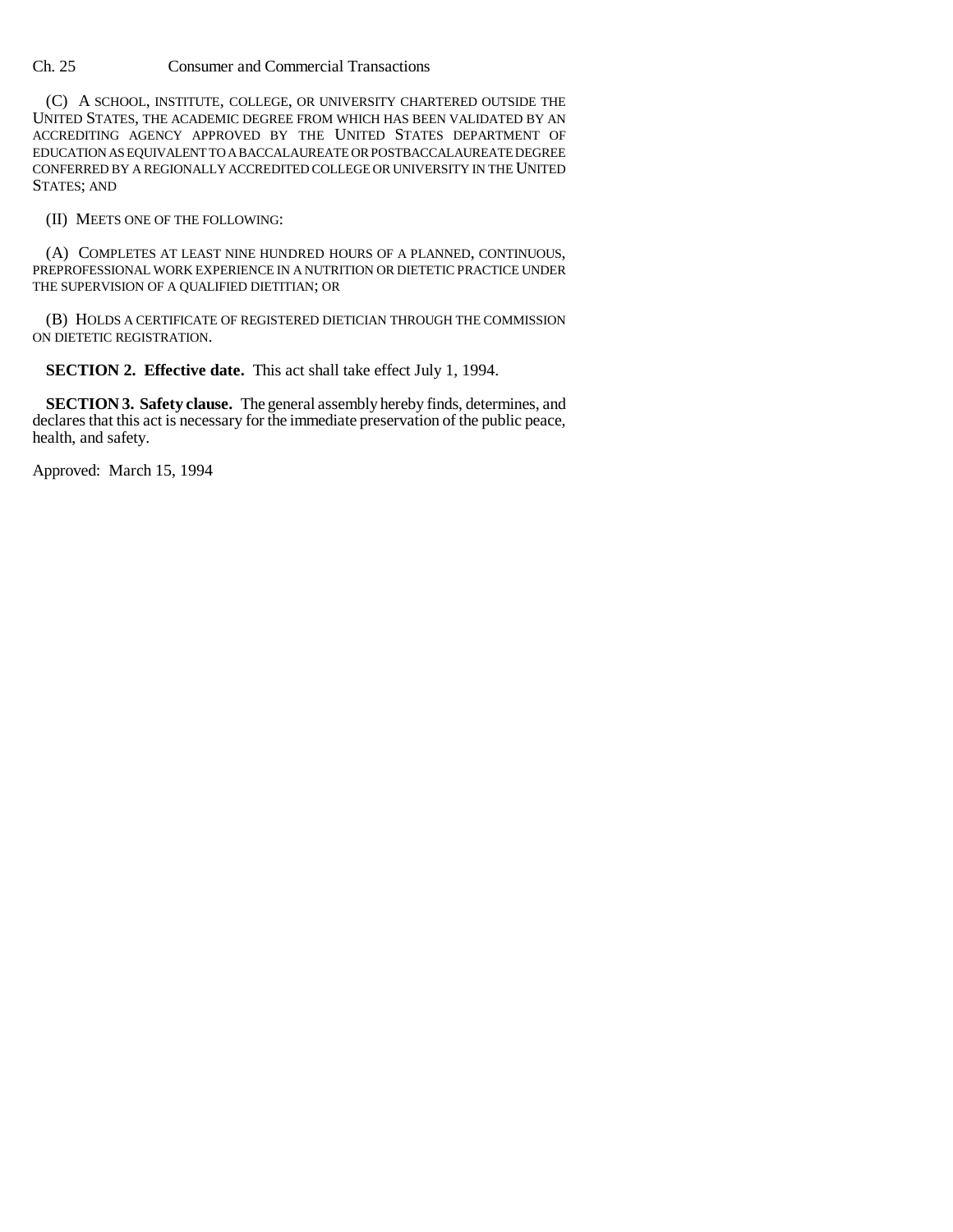(C) A SCHOOL, INSTITUTE, COLLEGE, OR UNIVERSITY CHARTERED OUTSIDE THE UNITED STATES, THE ACADEMIC DEGREE FROM WHICH HAS BEEN VALIDATED BY AN ACCREDITING AGENCY APPROVED BY THE UNITED STATES DEPARTMENT OF EDUCATION AS EQUIVALENT TO A BACCALAUREATE OR POSTBACCALAUREATE DEGREE CONFERRED BY A REGIONALLY ACCREDITED COLLEGE OR UNIVERSITY IN THE UNITED STATES; AND

(II) MEETS ONE OF THE FOLLOWING:

(A) COMPLETES AT LEAST NINE HUNDRED HOURS OF A PLANNED, CONTINUOUS, PREPROFESSIONAL WORK EXPERIENCE IN A NUTRITION OR DIETETIC PRACTICE UNDER THE SUPERVISION OF A QUALIFIED DIETITIAN; OR

(B) HOLDS A CERTIFICATE OF REGISTERED DIETICIAN THROUGH THE COMMISSION ON DIETETIC REGISTRATION.

**SECTION 2. Effective date.** This act shall take effect July 1, 1994.

**SECTION 3. Safety clause.** The general assembly hereby finds, determines, and declares that this act is necessary for the immediate preservation of the public peace, health, and safety.

Approved: March 15, 1994